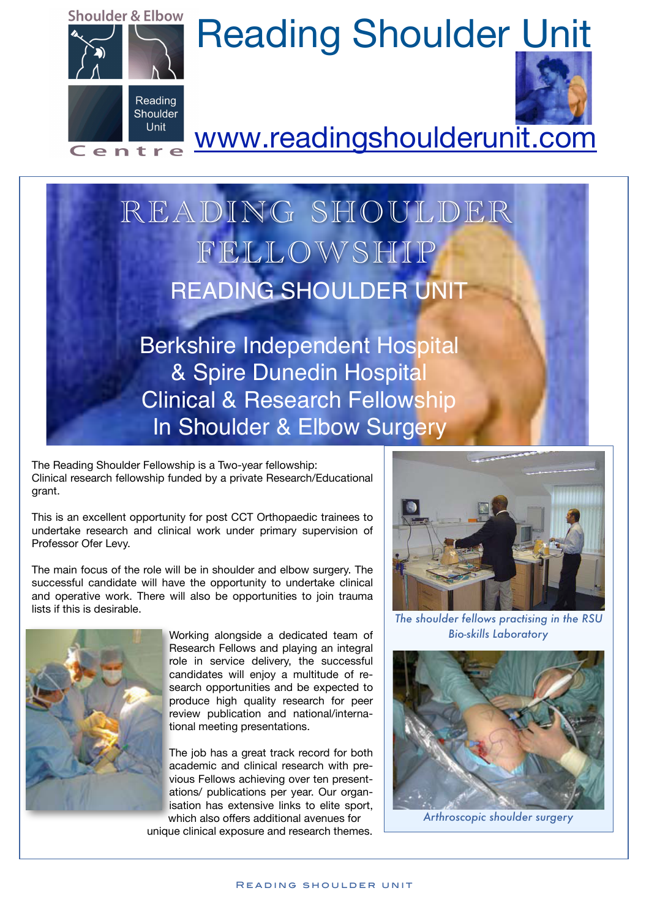Shoulder & Elbow

Reading Shoulder Unit

Centre

# Reading Shoulder Unit

www.readingshoulderunit.com

# READING SHOULDER FELLOWSHIP

## READING SHOULDER UNIT

## Berkshire Independent Hospital & Spire Dunedin Hospital Clinical & Research Fellowship In Shoulder & Elbow Surgery

The Reading Shoulder Fellowship is a Two-year fellowship: Clinical research fellowship funded by a private Research/Educational grant.

This is an excellent opportunity for post CCT Orthopaedic trainees to undertake research and clinical work under primary supervision of Professor Ofer Levy.

The main focus of the role will be in shoulder and elbow surgery. The successful candidate will have the opportunity to undertake clinical and operative work. There will also be opportunities to join trauma lists if this is desirable.

Working alongside a dedicated team of Research Fellows and playing an integral role in service delivery, the successful candidates will enjoy a multitude of research opportunities and be expected to produce high quality research for peer review publication and national/international meeting presentations.

The job has a great track record for both academic and clinical research with previous Fellows achieving over ten presentations/ publications per year. Our organisation has extensive links to elite sport, which also offers additional avenues for unique clinical exposure and research themes.

*The shoulder fellows practising in the RSU Bio-skills Laboratory*

*Arthroscopic shoulder surgery*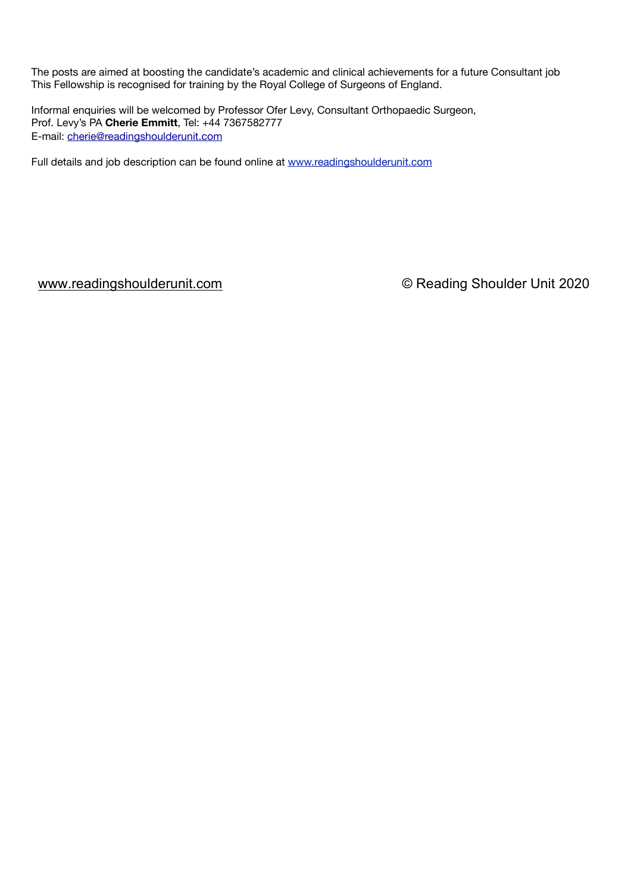The posts are aimed at boosting the candidate's academic and clinical achievements for a future Consultant job
This Fellowship is recognised for training by the Royal College of Surgeons of England.

Informal enquiries will be welcomed by Professor Ofer Levy, Consultant Orthopaedic Surgeon,
Prof. Levy's PA **Cherie Emmitt**, Tel: +44 7367582777
E-mail: cherie@readingshoulderunit.com

Full details and job description can be found online at www.readingshoulderunit.com